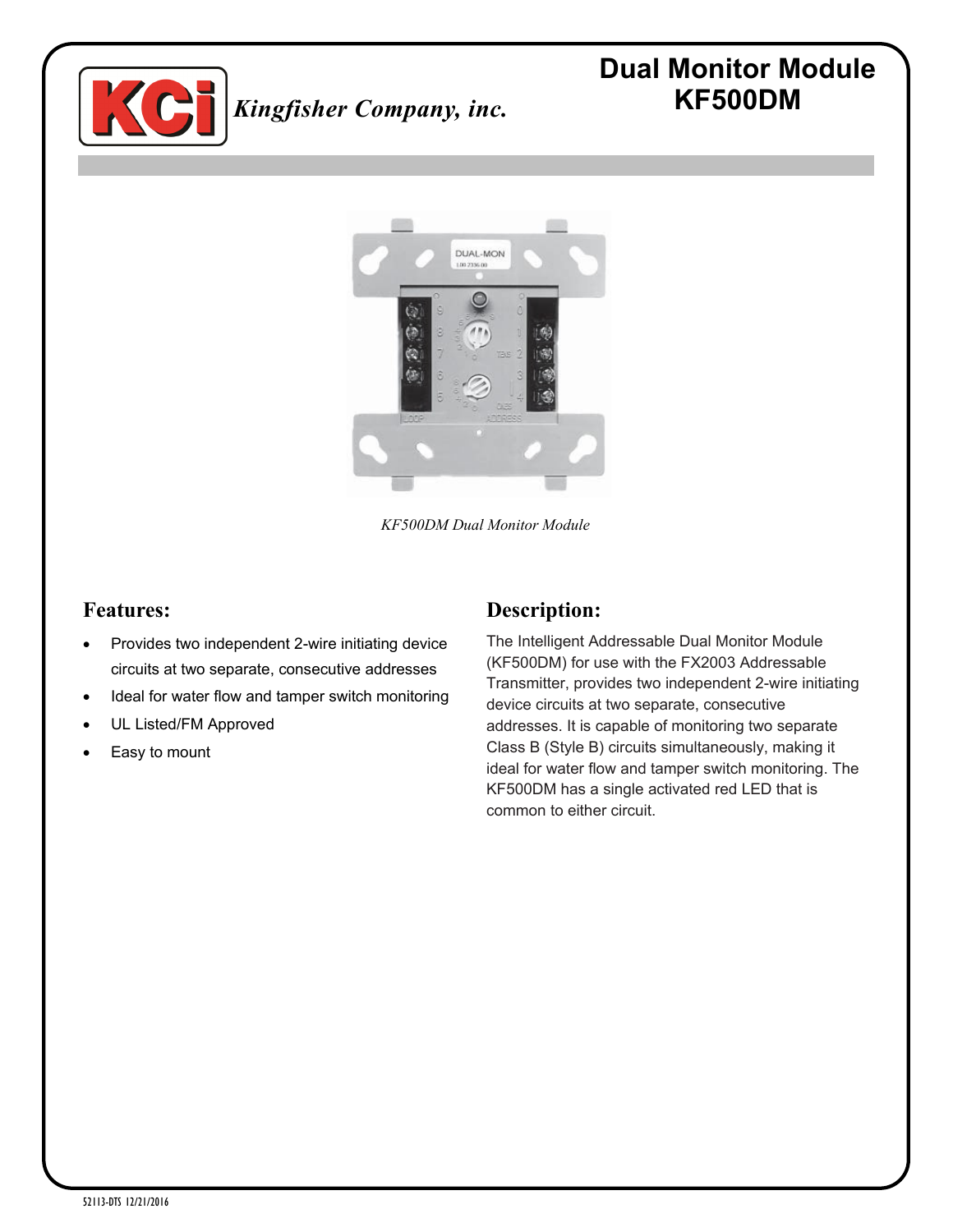Kingfisher Company, inc.

# Dual Monitor Module KF500DM

*KF500DM Dual Monitor Module*

## Features:

- Provides two independent 2-wire initiating device circuits at two separate, consecutive addresses
- Ideal for water flow and tamper switch monitoring
- UL Listed/FM Approved
- Easy to mount

## Description:

The Intelligent Addressable Dual Monitor Module (KF500DM) for use with the FX2003 Addressable Transmitter, provides two independent 2-wire initiating device circuits at two separate, consecutive addresses. It is capable of monitoring two separate Class B (Style B) circuits simultaneously, making it ideal for water flow and tamper switch monitoring. The KF500DM has a single activated red LED that is common to either circuit.

52113-DTS 12/21/2016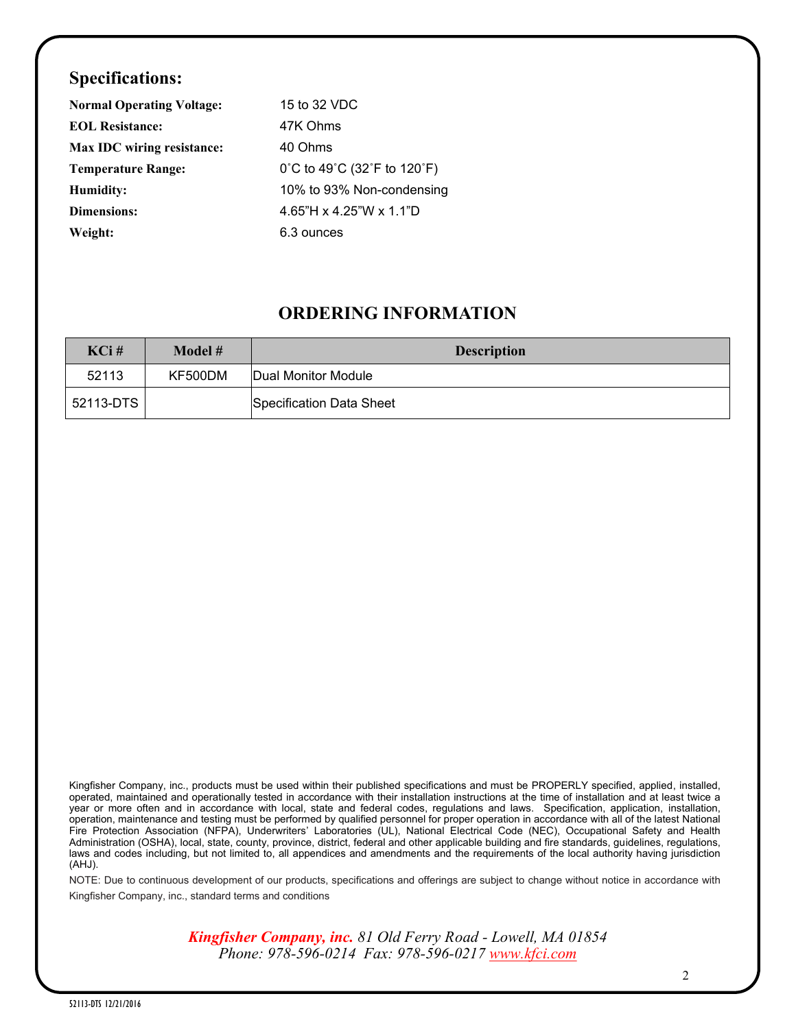## Specifications:

| | |
|---|---|
| **Normal Operating Voltage:** | 15 to 32 VDC |
| **EOL Resistance:** | 47K Ohms |
| **Max IDC wiring resistance:** | 40 Ohms |
| **Temperature Range:** | 0˚C to 49˚C (32˚F to 120˚F) |
| **Humidity:** | 10% to 93% Non-condensing |
| **Dimensions:** | 4.65"H x 4.25"W x 1.1"D |
| **Weight:** | 6.3 ounces |

## ORDERING INFORMATION

| KCi # | Model # | Description |
|---|---|---|
| 52113 | KF500DM | Dual Monitor Module |
| 52113-DTS | | Specification Data Sheet |

Kingfisher Company, inc., products must be used within their published specifications and must be PROPERLY specified, applied, installed, operated, maintained and operationally tested in accordance with their installation instructions at the time of installation and at least twice a year or more often and in accordance with local, state and federal codes, regulations and laws. Specification, application, installation, operation, maintenance and testing must be performed by qualified personnel for proper operation in accordance with all of the latest National Fire Protection Association (NFPA), Underwriters' Laboratories (UL), National Electrical Code (NEC), Occupational Safety and Health Administration (OSHA), local, state, county, province, district, federal and other applicable building and fire standards, guidelines, regulations, laws and codes including, but not limited to, all appendices and amendments and the requirements of the local authority having jurisdiction (AHJ).

NOTE: Due to continuous development of our products, specifications and offerings are subject to change without notice in accordance with Kingfisher Company, inc., standard terms and conditions

***Kingfisher Company, inc.*** *81 Old Ferry Road - Lowell, MA 01854*
*Phone: 978-596-0214 Fax: 978-596-0217* *www.kfci.com*